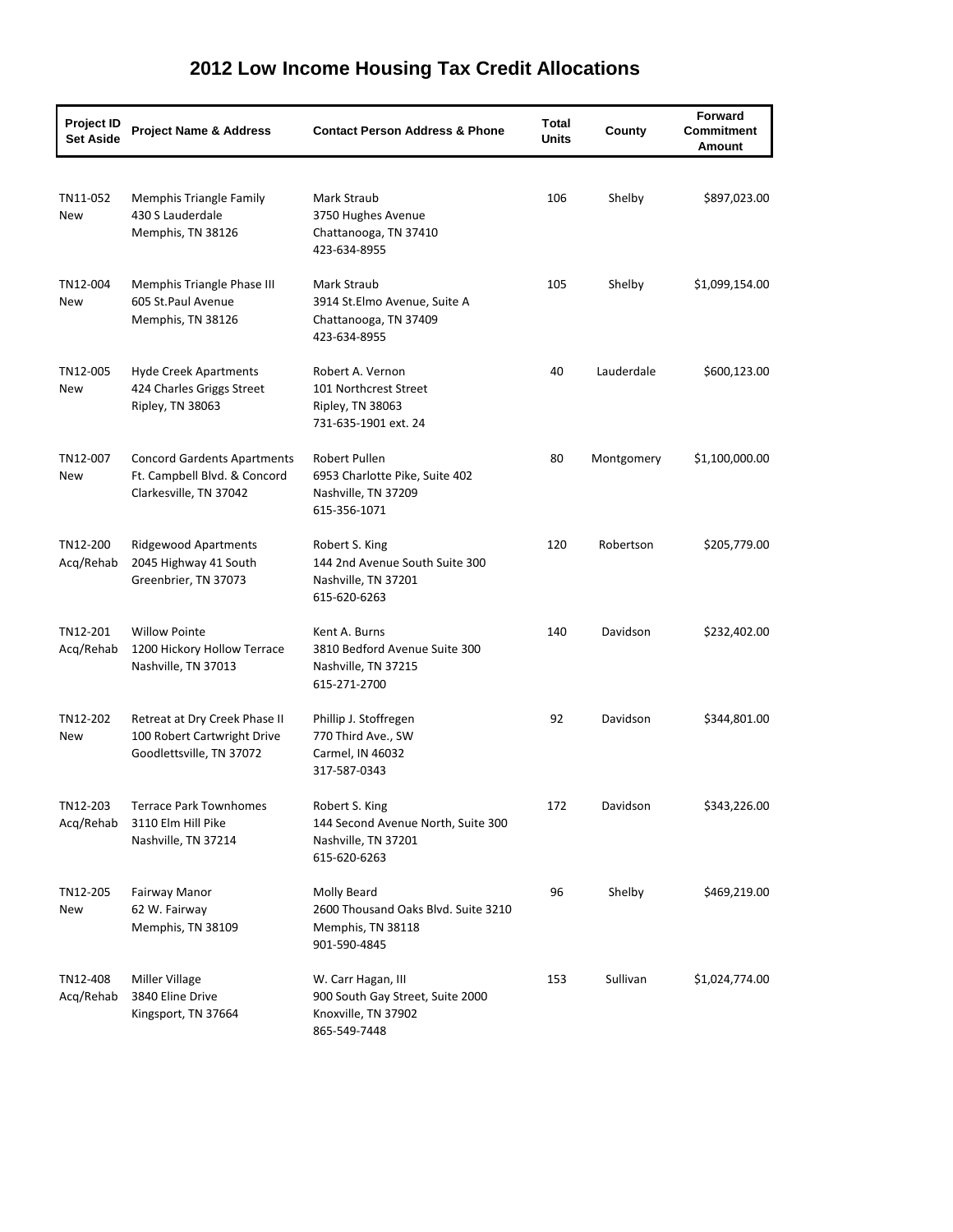# 2012 Low Income Housing Tax Credit Allocations

| Project ID Set Aside | Project Name & Address | Contact Person Address & Phone | Total Units | County | Forward Commitment Amount |
|---|---|---|---|---|---|
| TN11-052 New | Memphis Triangle Family<br>430 S Lauderdale<br>Memphis, TN 38126 | Mark Straub<br>3750 Hughes Avenue<br>Chattanooga, TN 37410<br>423-634-8955 | 106 | Shelby | $897,023.00 |
| TN12-004 New | Memphis Triangle Phase III<br>605 St.Paul Avenue<br>Memphis, TN 38126 | Mark Straub<br>3914 St.Elmo Avenue, Suite A<br>Chattanooga, TN 37409<br>423-634-8955 | 105 | Shelby | $1,099,154.00 |
| TN12-005 New | Hyde Creek Apartments<br>424 Charles Griggs Street<br>Ripley, TN 38063 | Robert A. Vernon<br>101 Northcrest Street<br>Ripley, TN 38063<br>731-635-1901 ext. 24 | 40 | Lauderdale | $600,123.00 |
| TN12-007 New | Concord Gardents Apartments<br>Ft. Campbell Blvd. & Concord<br>Clarkesville, TN 37042 | Robert Pullen<br>6953 Charlotte Pike, Suite 402<br>Nashville, TN 37209<br>615-356-1071 | 80 | Montgomery | $1,100,000.00 |
| TN12-200 Acq/Rehab | Ridgewood Apartments<br>2045 Highway 41 South<br>Greenbrier, TN 37073 | Robert S. King<br>144 2nd Avenue South Suite 300<br>Nashville, TN 37201<br>615-620-6263 | 120 | Robertson | $205,779.00 |
| TN12-201 Acq/Rehab | Willow Pointe<br>1200 Hickory Hollow Terrace<br>Nashville, TN 37013 | Kent A. Burns<br>3810 Bedford Avenue Suite 300<br>Nashville, TN 37215<br>615-271-2700 | 140 | Davidson | $232,402.00 |
| TN12-202 New | Retreat at Dry Creek Phase II<br>100 Robert Cartwright Drive<br>Goodlettsville, TN 37072 | Phillip J. Stoffregen<br>770 Third Ave., SW<br>Carmel, IN 46032<br>317-587-0343 | 92 | Davidson | $344,801.00 |
| TN12-203 Acq/Rehab | Terrace Park Townhomes<br>3110 Elm Hill Pike<br>Nashville, TN 37214 | Robert S. King<br>144 Second Avenue North, Suite 300<br>Nashville, TN 37201<br>615-620-6263 | 172 | Davidson | $343,226.00 |
| TN12-205 New | Fairway Manor<br>62 W. Fairway<br>Memphis, TN 38109 | Molly Beard<br>2600 Thousand Oaks Blvd. Suite 3210<br>Memphis, TN 38118<br>901-590-4845 | 96 | Shelby | $469,219.00 |
| TN12-408 Acq/Rehab | Miller Village<br>3840 Eline Drive<br>Kingsport, TN 37664 | W. Carr Hagan, III<br>900 South Gay Street, Suite 2000<br>Knoxville, TN 37902<br>865-549-7448 | 153 | Sullivan | $1,024,774.00 |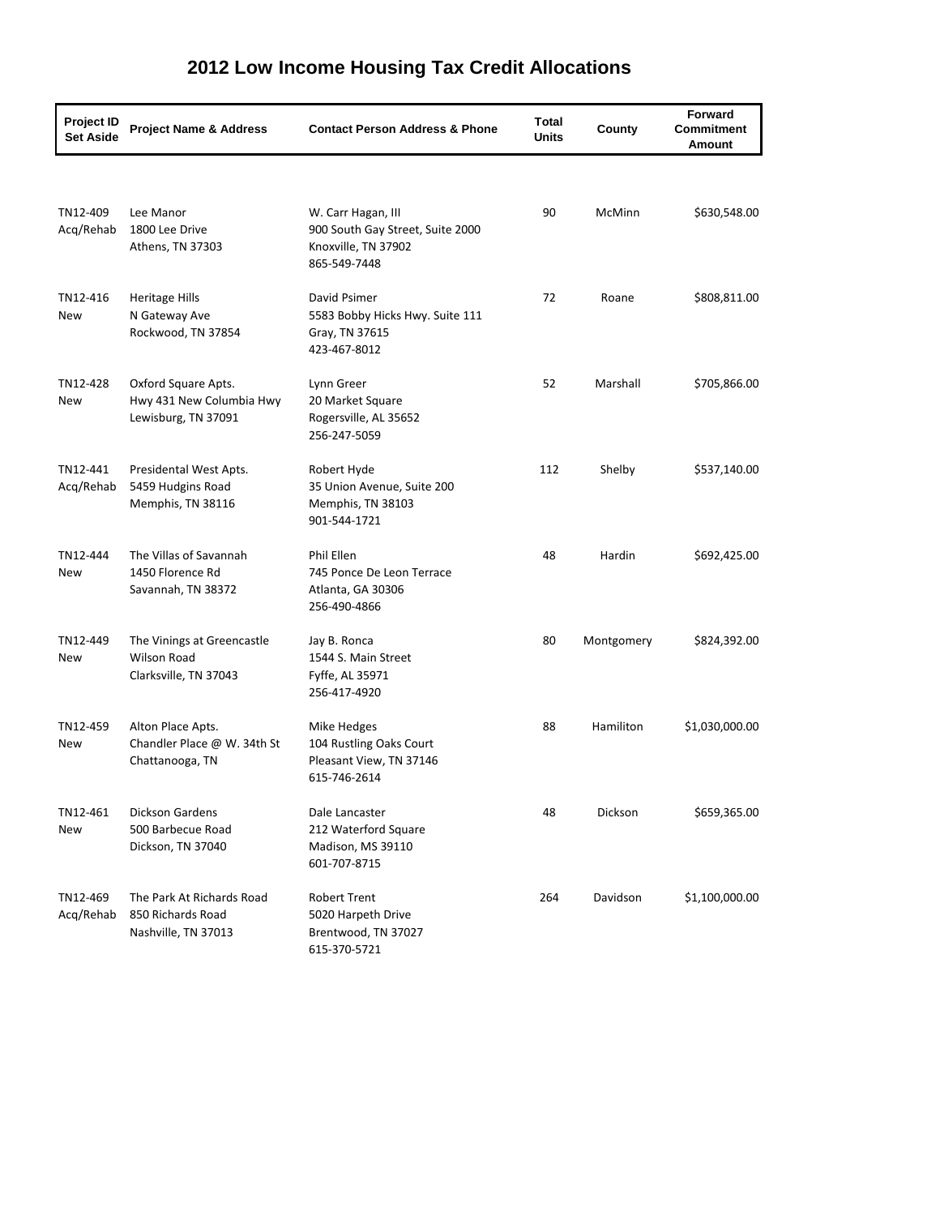# 2012 Low Income Housing Tax Credit Allocations

| Project ID Set Aside | Project Name & Address | Contact Person Address & Phone | Total Units | County | Forward Commitment Amount |
|---|---|---|---|---|---|
| TN12-409 Acq/Rehab | Lee Manor<br>1800 Lee Drive<br>Athens, TN 37303 | W. Carr Hagan, III<br>900 South Gay Street, Suite 2000<br>Knoxville, TN 37902<br>865-549-7448 | 90 | McMinn | $630,548.00 |
| TN12-416 New | Heritage Hills<br>N Gateway Ave<br>Rockwood, TN 37854 | David Psimer<br>5583 Bobby Hicks Hwy. Suite 111<br>Gray, TN 37615<br>423-467-8012 | 72 | Roane | $808,811.00 |
| TN12-428 New | Oxford Square Apts.<br>Hwy 431 New Columbia Hwy<br>Lewisburg, TN 37091 | Lynn Greer<br>20 Market Square<br>Rogersville, AL 35652<br>256-247-5059 | 52 | Marshall | $705,866.00 |
| TN12-441 Acq/Rehab | Presidental West Apts.<br>5459 Hudgins Road<br>Memphis, TN 38116 | Robert Hyde<br>35 Union Avenue, Suite 200<br>Memphis, TN 38103<br>901-544-1721 | 112 | Shelby | $537,140.00 |
| TN12-444 New | The Villas of Savannah<br>1450 Florence Rd<br>Savannah, TN 38372 | Phil Ellen<br>745 Ponce De Leon Terrace<br>Atlanta, GA 30306<br>256-490-4866 | 48 | Hardin | $692,425.00 |
| TN12-449 New | The Vinings at Greencastle<br>Wilson Road<br>Clarksville, TN 37043 | Jay B. Ronca<br>1544 S. Main Street<br>Fyffe, AL 35971<br>256-417-4920 | 80 | Montgomery | $824,392.00 |
| TN12-459 New | Alton Place Apts.<br>Chandler Place @ W. 34th St<br>Chattanooga, TN | Mike Hedges<br>104 Rustling Oaks Court<br>Pleasant View, TN 37146<br>615-746-2614 | 88 | Hamilton | $1,030,000.00 |
| TN12-461 New | Dickson Gardens<br>500 Barbecue Road<br>Dickson, TN 37040 | Dale Lancaster<br>212 Waterford Square<br>Madison, MS 39110<br>601-707-8715 | 48 | Dickson | $659,365.00 |
| TN12-469 Acq/Rehab | The Park At Richards Road<br>850 Richards Road<br>Nashville, TN 37013 | Robert Trent<br>5020 Harpeth Drive<br>Brentwood, TN 37027<br>615-370-5721 | 264 | Davidson | $1,100,000.00 |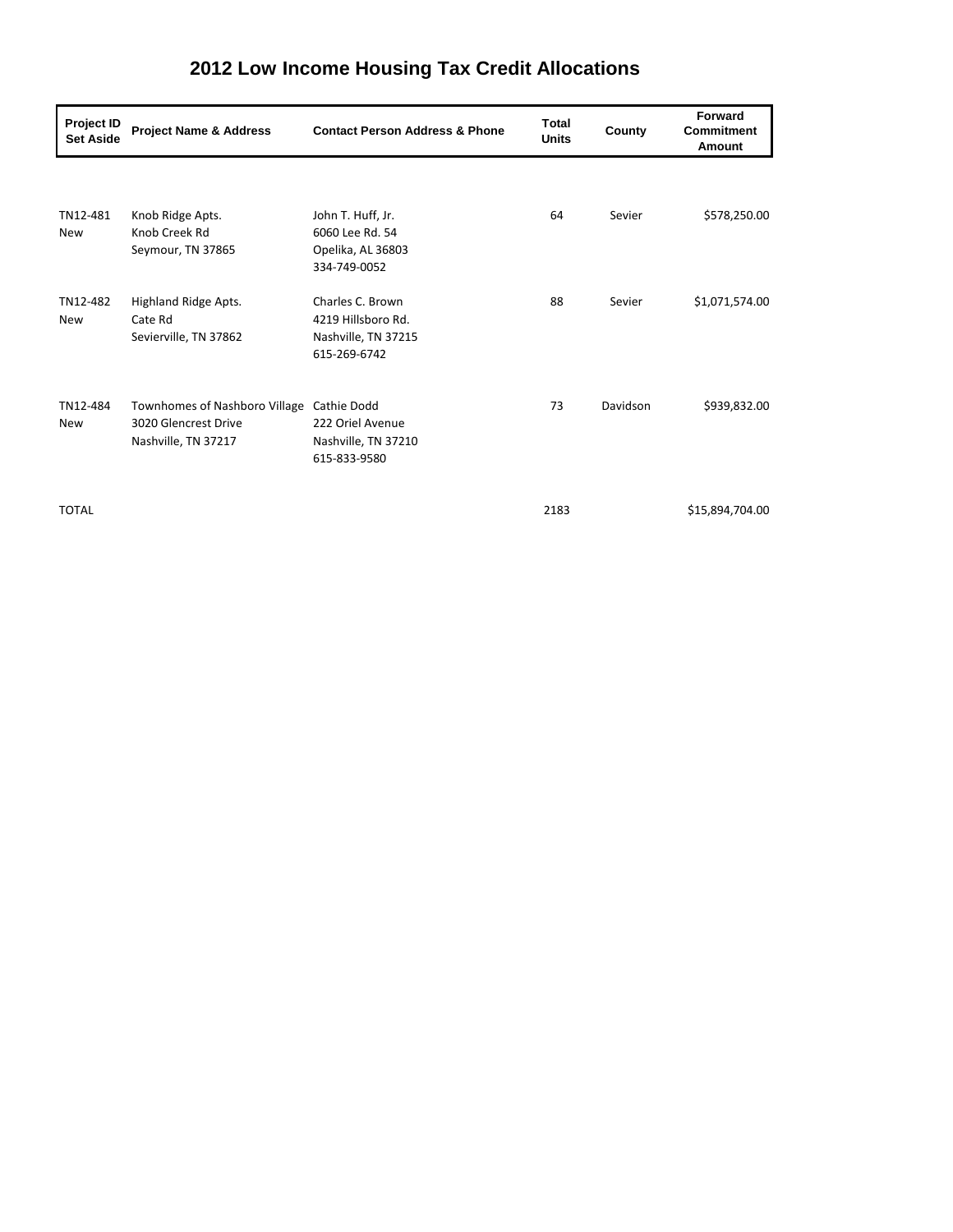# 2012 Low Income Housing Tax Credit Allocations

| Project ID Set Aside | Project Name & Address | Contact Person Address & Phone | Total Units | County | Forward Commitment Amount |
|---|---|---|---|---|---|
| TN12-481 New | Knob Ridge Apts. Knob Creek Rd Seymour, TN 37865 | John T. Huff, Jr. 6060 Lee Rd. 54 Opelika, AL 36803 334-749-0052 | 64 | Sevier | $578,250.00 |
| TN12-482 New | Highland Ridge Apts. Cate Rd Sevierville, TN 37862 | Charles C. Brown 4219 Hillsboro Rd. Nashville, TN 37215 615-269-6742 | 88 | Sevier | $1,071,574.00 |
| TN12-484 New | Townhomes of Nashboro Village 3020 Glencrest Drive Nashville, TN 37217 | Cathie Dodd 222 Oriel Avenue Nashville, TN 37210 615-833-9580 | 73 | Davidson | $939,832.00 |
| TOTAL | | | 2183 | | $15,894,704.00 |